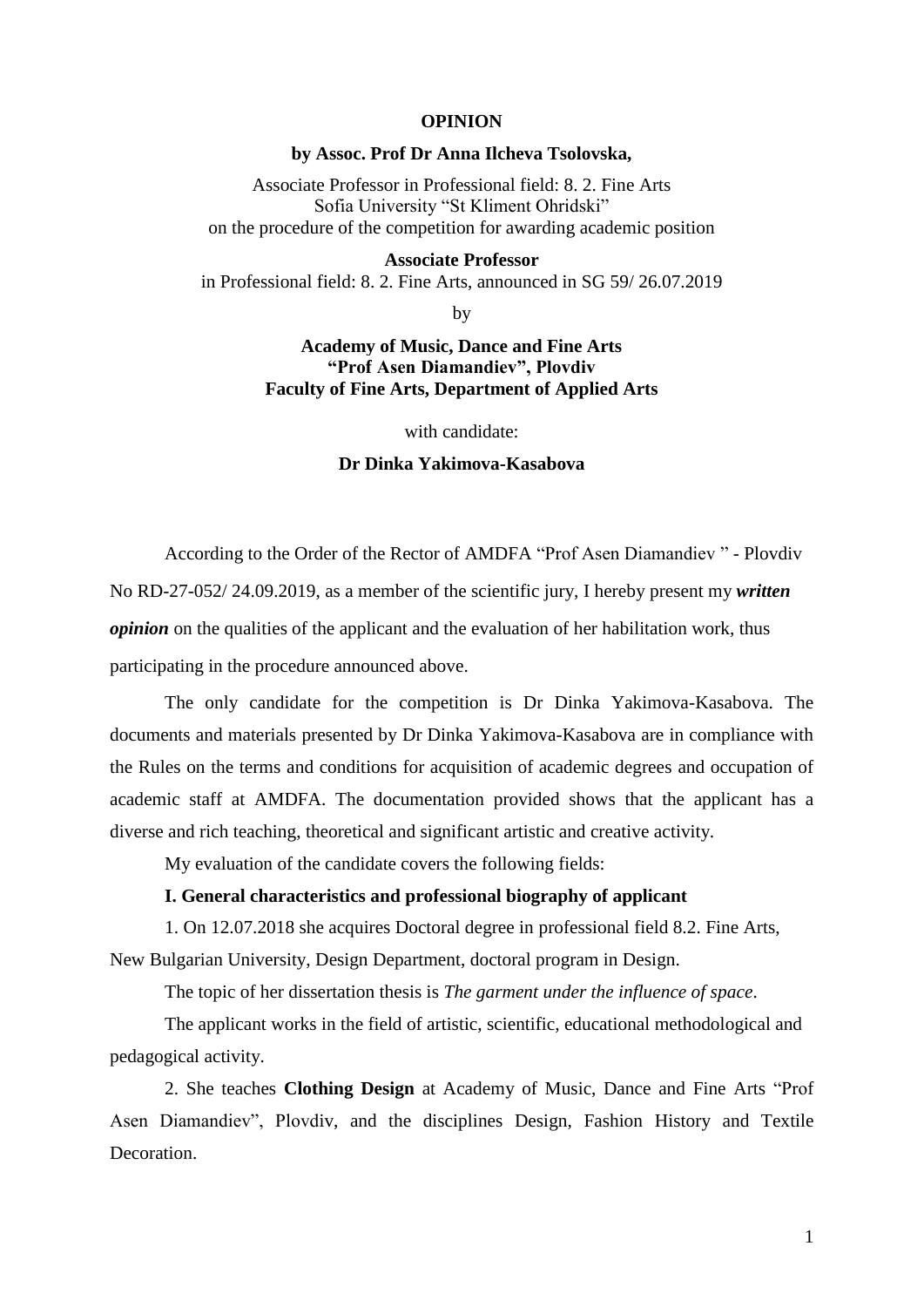# OPINION

**by Assoc. Prof Dr Anna Ilcheva Tsolovska,**

Associate Professor in Professional field: 8. 2. Fine Arts
Sofia University "St Kliment Ohridski"
on the procedure of the competition for awarding academic position

**Associate Professor**
in Professional field: 8. 2. Fine Arts, announced in SG 59/ 26.07.2019

by

**Academy of Music, Dance and Fine Arts**
**"Prof Asen Diamandiev", Plovdiv**
**Faculty of Fine Arts, Department of Applied Arts**

with candidate:

**Dr Dinka Yakimova-Kasabova**

According to the Order of the Rector of AMDFA "Prof Asen Diamandiev " - Plovdiv No RD-27-052/ 24.09.2019, as a member of the scientific jury, I hereby present my ***written opinion*** on the qualities of the applicant and the evaluation of her habilitation work, thus participating in the procedure announced above.

The only candidate for the competition is Dr Dinka Yakimova-Kasabova. The documents and materials presented by Dr Dinka Yakimova-Kasabova are in compliance with the Rules on the terms and conditions for acquisition of academic degrees and occupation of academic staff at AMDFA. The documentation provided shows that the applicant has a diverse and rich teaching, theoretical and significant artistic and creative activity.

My evaluation of the candidate covers the following fields:

**I. General characteristics and professional biography of applicant**

1. On 12.07.2018 she acquires Doctoral degree in professional field 8.2. Fine Arts, New Bulgarian University, Design Department, doctoral program in Design.

The topic of her dissertation thesis is *The garment under the influence of space*.

The applicant works in the field of artistic, scientific, educational methodological and pedagogical activity.

2. She teaches **Clothing Design** at Academy of Music, Dance and Fine Arts "Prof Asen Diamandiev", Plovdiv, and the disciplines Design, Fashion History and Textile Decoration.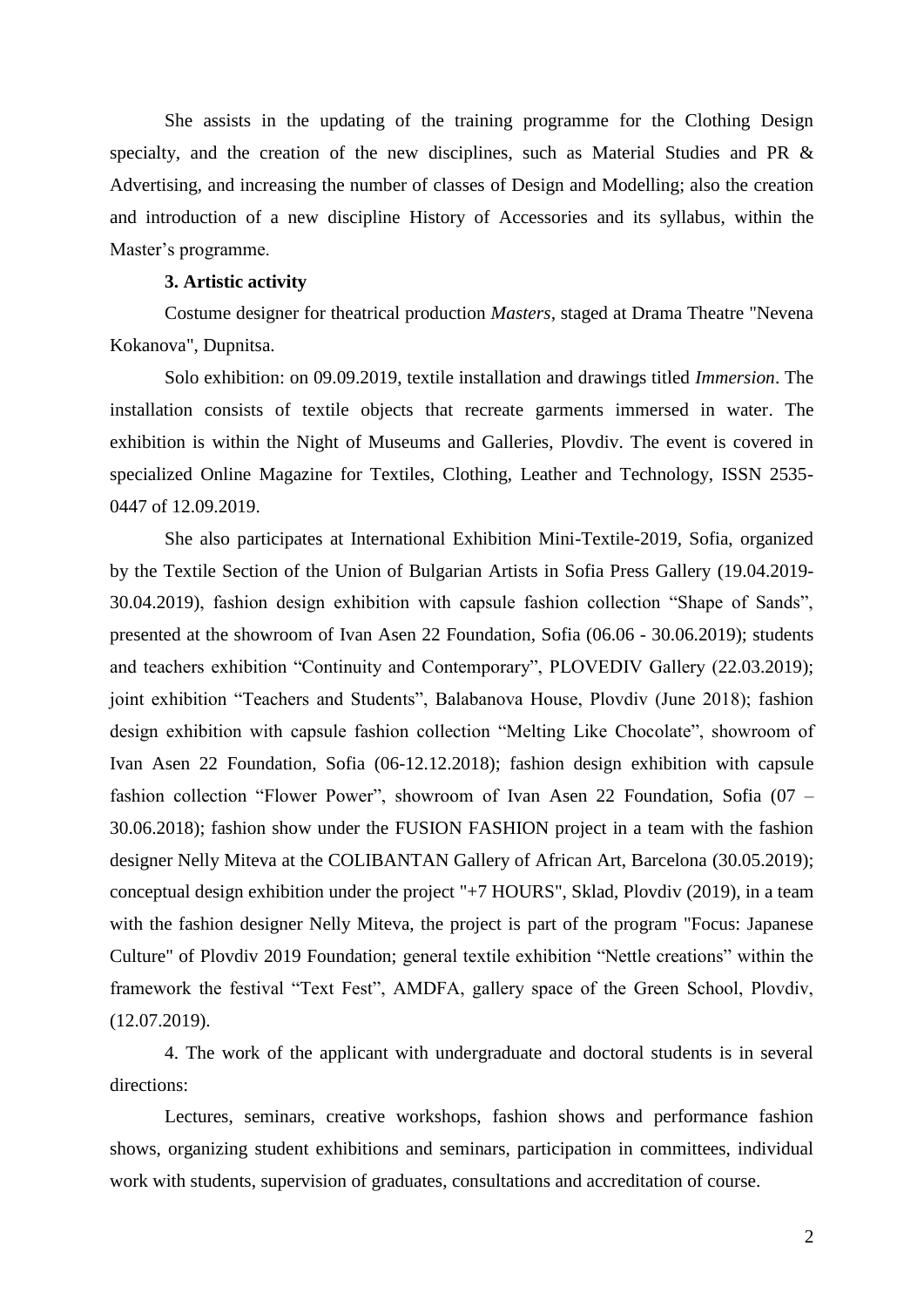She assists in the updating of the training programme for the Clothing Design specialty, and the creation of the new disciplines, such as Material Studies and PR & Advertising, and increasing the number of classes of Design and Modelling; also the creation and introduction of a new discipline History of Accessories and its syllabus, within the Master's programme.

**3. Artistic activity**

Costume designer for theatrical production *Masters*, staged at Drama Theatre "Nevena Kokanova", Dupnitsa.

Solo exhibition: on 09.09.2019, textile installation and drawings titled *Immersion*. The installation consists of textile objects that recreate garments immersed in water. The exhibition is within the Night of Museums and Galleries, Plovdiv. The event is covered in specialized Online Magazine for Textiles, Clothing, Leather and Technology, ISSN 2535-0447 of 12.09.2019.

She also participates at International Exhibition Mini-Textile-2019, Sofia, organized by the Textile Section of the Union of Bulgarian Artists in Sofia Press Gallery (19.04.2019-30.04.2019), fashion design exhibition with capsule fashion collection "Shape of Sands", presented at the showroom of Ivan Asen 22 Foundation, Sofia (06.06 - 30.06.2019); students and teachers exhibition "Continuity and Contemporary", PLOVEDIV Gallery (22.03.2019); joint exhibition "Teachers and Students", Balabanova House, Plovdiv (June 2018); fashion design exhibition with capsule fashion collection "Melting Like Chocolate", showroom of Ivan Asen 22 Foundation, Sofia (06-12.12.2018); fashion design exhibition with capsule fashion collection "Flower Power", showroom of Ivan Asen 22 Foundation, Sofia (07 – 30.06.2018); fashion show under the FUSION FASHION project in a team with the fashion designer Nelly Miteva at the COLIBANTAN Gallery of African Art, Barcelona (30.05.2019); conceptual design exhibition under the project "+7 HOURS", Sklad, Plovdiv (2019), in a team with the fashion designer Nelly Miteva, the project is part of the program "Focus: Japanese Culture" of Plovdiv 2019 Foundation; general textile exhibition "Nettle creations" within the framework the festival "Text Fest", AMDFA, gallery space of the Green School, Plovdiv, (12.07.2019).

4. The work of the applicant with undergraduate and doctoral students is in several directions:

Lectures, seminars, creative workshops, fashion shows and performance fashion shows, organizing student exhibitions and seminars, participation in committees, individual work with students, supervision of graduates, consultations and accreditation of course.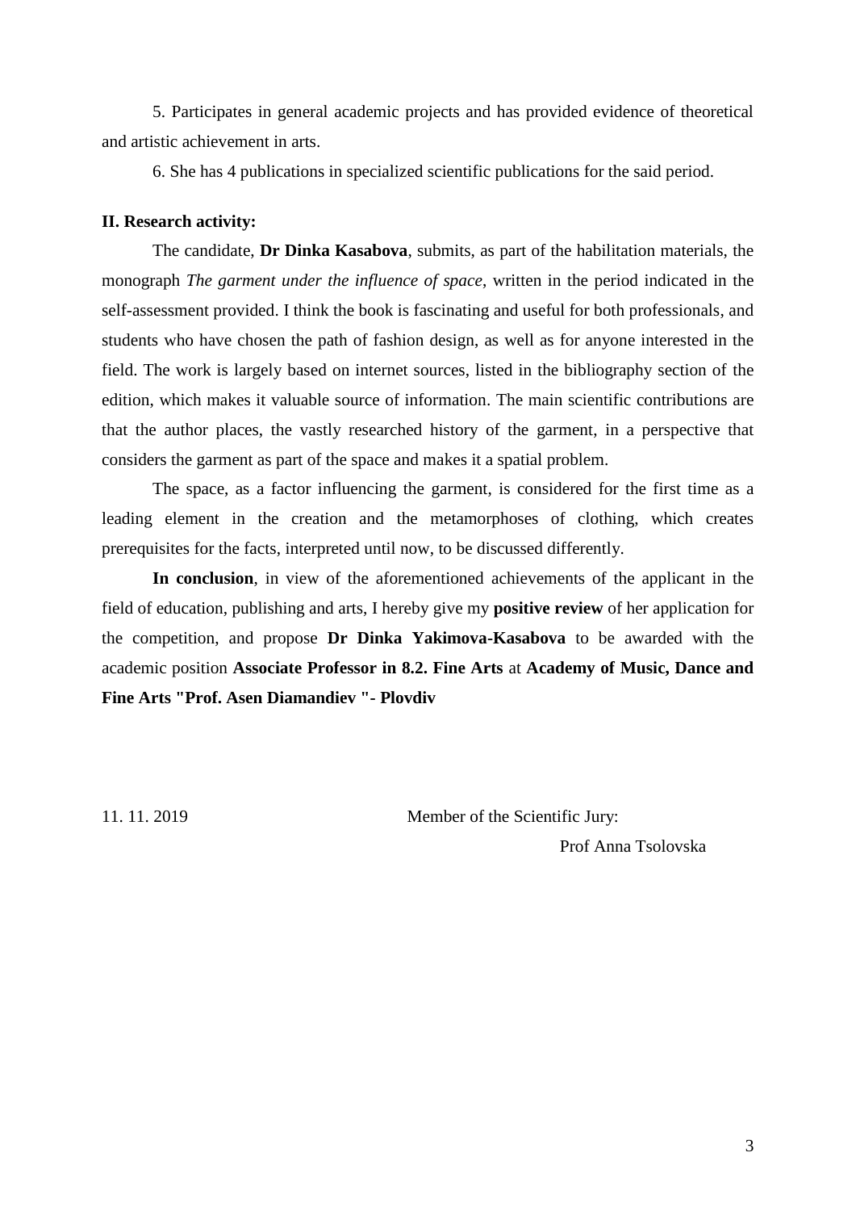5. Participates in general academic projects and has provided evidence of theoretical and artistic achievement in arts.

6. She has 4 publications in specialized scientific publications for the said period.

**II. Research activity:**

The candidate, **Dr Dinka Kasabova**, submits, as part of the habilitation materials, the monograph *The garment under the influence of space*, written in the period indicated in the self-assessment provided. I think the book is fascinating and useful for both professionals, and students who have chosen the path of fashion design, as well as for anyone interested in the field. The work is largely based on internet sources, listed in the bibliography section of the edition, which makes it valuable source of information. The main scientific contributions are that the author places, the vastly researched history of the garment, in a perspective that considers the garment as part of the space and makes it a spatial problem.

The space, as a factor influencing the garment, is considered for the first time as a leading element in the creation and the metamorphoses of clothing, which creates prerequisites for the facts, interpreted until now, to be discussed differently.

**In conclusion**, in view of the aforementioned achievements of the applicant in the field of education, publishing and arts, I hereby give my **positive review** of her application for the competition, and propose **Dr Dinka Yakimova-Kasabova** to be awarded with the academic position **Associate Professor in 8.2. Fine Arts** at **Academy of Music, Dance and Fine Arts "Prof. Asen Diamandiev "- Plovdiv**

11. 11. 2019

Member of the Scientific Jury:

Prof Anna Tsolovska